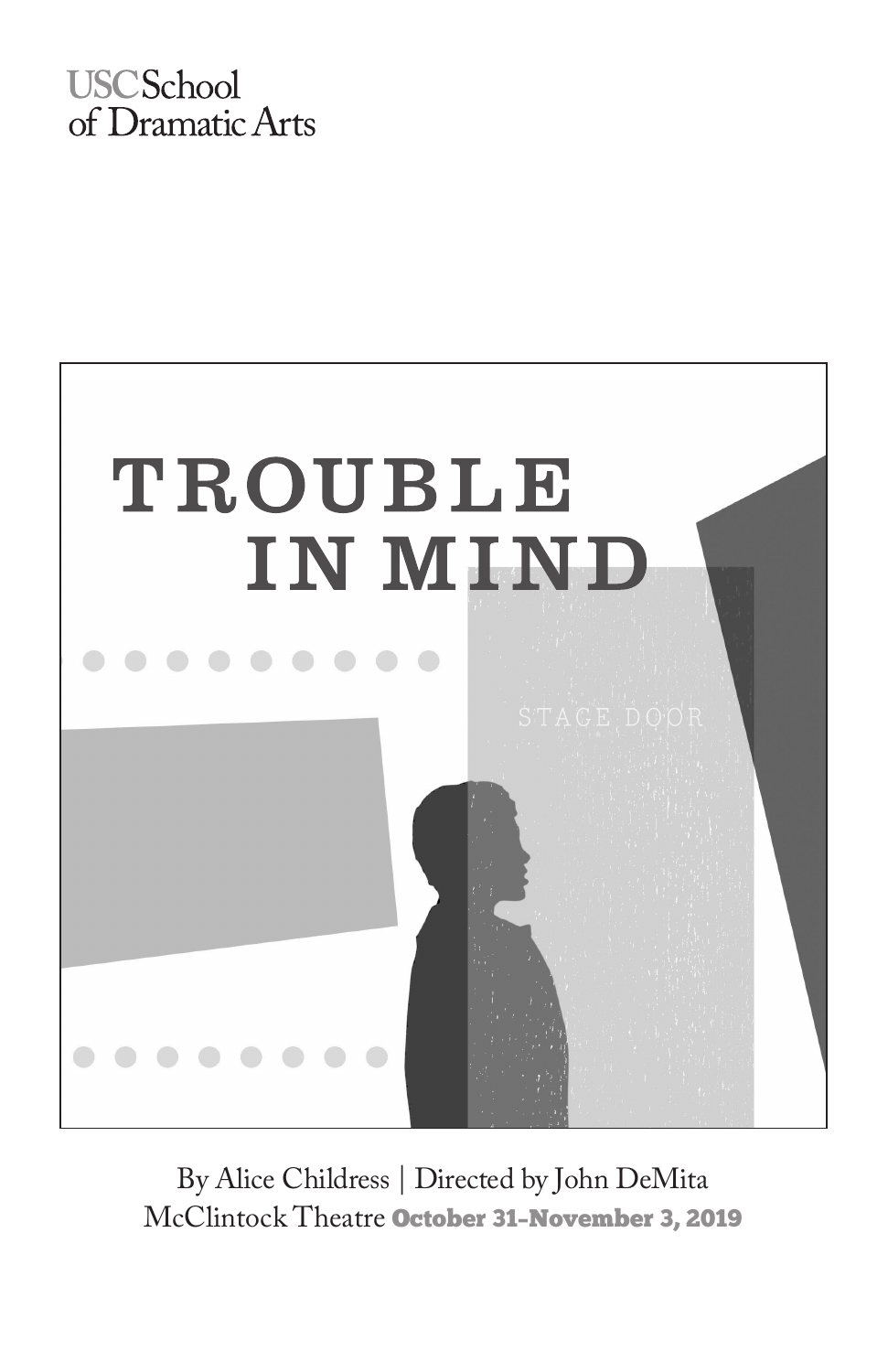USC School of Dramatic Arts

# TROUBLE IN MIND

STAGE DOOR

By Alice Childress | Directed by John DeMita

McClintock Theatre **October 31–November 3, 2019**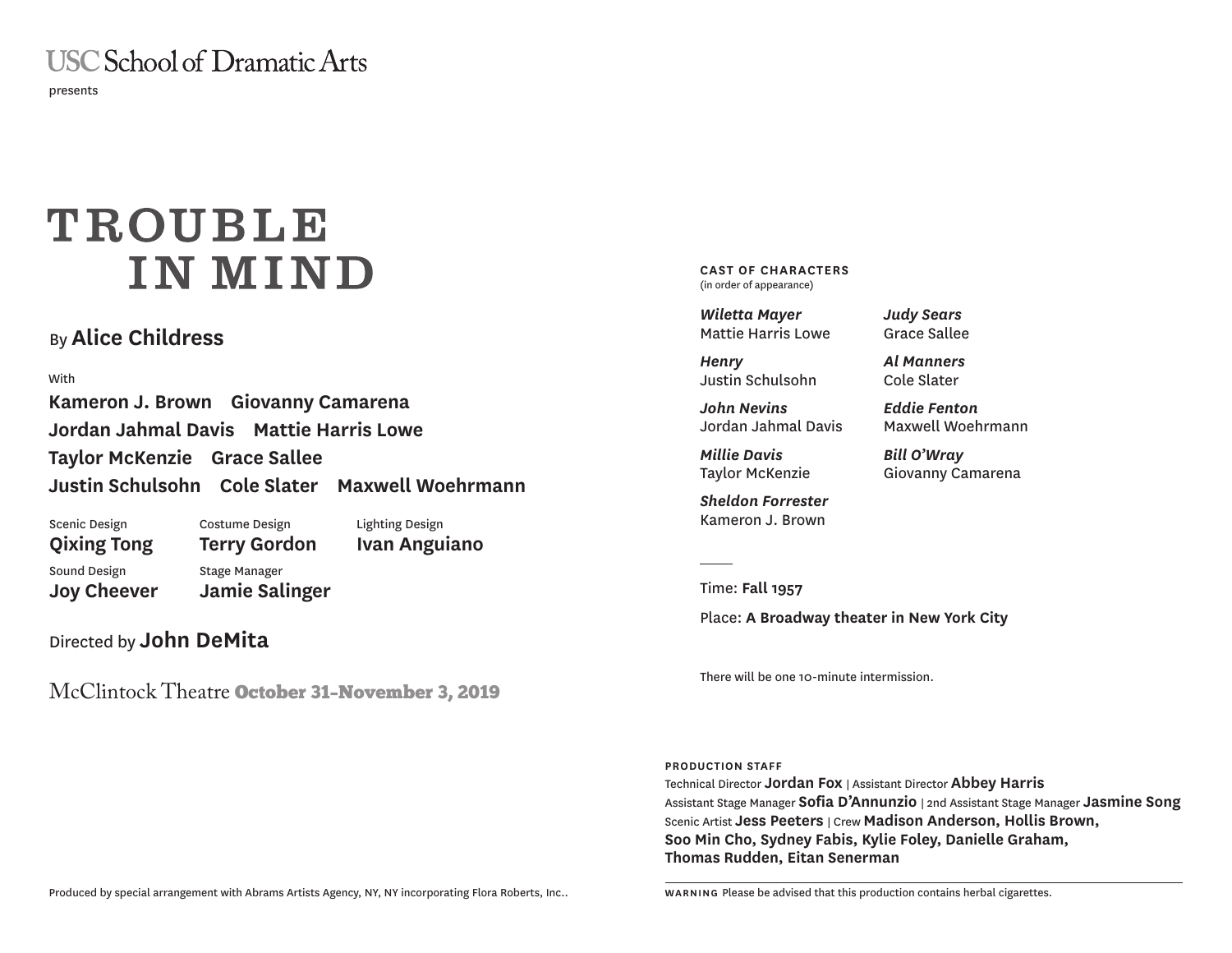USC School of Dramatic Arts

presents

# TROUBLE IN MIND

By **Alice Childress**

With

**Kameron J. Brown** **Giovanny Camarena**
**Jordan Jahmal Davis** **Mattie Harris Lowe**
**Taylor McKenzie** **Grace Sallee**
**Justin Schulsohn** **Cole Slater** **Maxwell Woehrmann**

Scenic Design **Qixing Tong**
Costume Design **Terry Gordon**
Lighting Design **Ivan Anguiano**
Sound Design **Joy Cheever**
Stage Manager **Jamie Salinger**

Directed by **John DeMita**

McClintock Theatre **October 31–November 3, 2019**

Produced by special arrangement with Abrams Artists Agency, NY, NY incorporating Flora Roberts, Inc..

**CAST OF CHARACTERS**
(in order of appearance)

***Wiletta Mayer***
Mattie Harris Lowe

***Henry***
Justin Schulsohn

***John Nevins***
Jordan Jahmal Davis

***Millie Davis***
Taylor McKenzie

***Sheldon Forrester***
Kameron J. Brown

***Judy Sears***
Grace Sallee

***Al Manners***
Cole Slater

***Eddie Fenton***
Maxwell Woehrmann

***Bill O'Wray***
Giovanny Camarena

---

Time: **Fall 1957**

Place: **A Broadway theater in New York City**

There will be one 10-minute intermission.

**PRODUCTION STAFF**
Technical Director **Jordan Fox** | Assistant Director **Abbey Harris**
Assistant Stage Manager **Sofia D'Annunzio** | 2nd Assistant Stage Manager **Jasmine Song**
Scenic Artist **Jess Peeters** | Crew **Madison Anderson, Hollis Brown, Soo Min Cho, Sydney Fabis, Kylie Foley, Danielle Graham, Thomas Rudden, Eitan Senerman**

---

**WARNING** Please be advised that this production contains herbal cigarettes.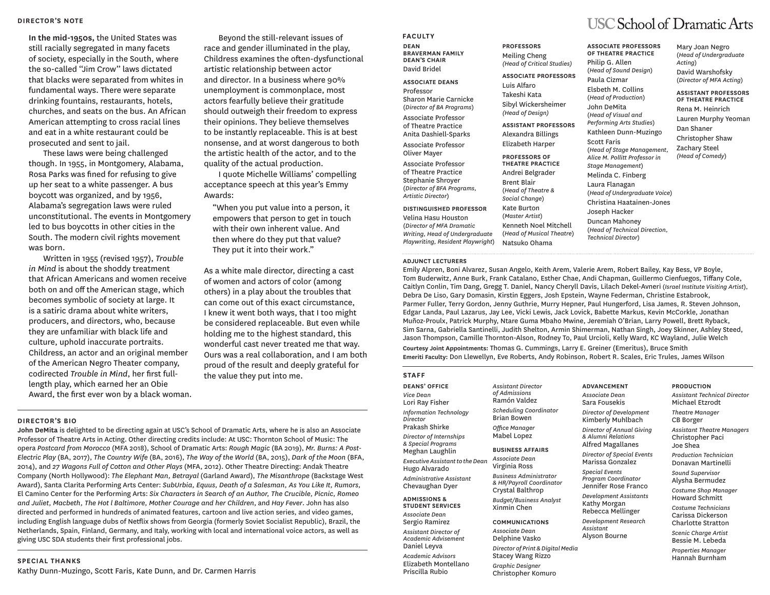## DIRECTOR'S NOTE

**In the mid-1950s,** the United States was still racially segregated in many facets of society, especially in the South, where the so-called "Jim Crow" laws dictated that blacks were separated from whites in fundamental ways. There were separate drinking fountains, restaurants, hotels, churches, and seats on the bus. An African American attempting to cross racial lines and eat in a white restaurant could be prosecuted and sent to jail.

These laws were being challenged though. In 1955, in Montgomery, Alabama, Rosa Parks was fined for refusing to give up her seat to a white passenger. A bus boycott was organized, and by 1956, Alabama's segregation laws were ruled unconstitutional. The events in Montgomery led to bus boycotts in other cities in the South. The modern civil rights movement was born.

Written in 1955 (revised 1957), *Trouble in Mind* is about the shoddy treatment that African Americans and women receive both on and off the American stage, which becomes symbolic of society at large. It is a satiric drama about white writers, producers, and directors, who, because they are unfamiliar with black life and culture, uphold inaccurate portraits. Childress, an actor and an original member of the American Negro Theater company, codirected *Trouble in Mind*, her first full-length play, which earned her an Obie Award, the first ever won by a black woman.

Beyond the still-relevant issues of race and gender illuminated in the play, Childress examines the often-dysfunctional artistic relationship between actor and director. In a business where 90% unemployment is commonplace, most actors fearfully believe their gratitude should outweigh their freedom to express their opinions. They believe themselves to be instantly replaceable. This is at best nonsense, and at worst dangerous to both the artistic health of the actor, and to the quality of the actual production.

I quote Michelle Williams' compelling acceptance speech at this year's Emmy Awards:

> "When you put value into a person, it empowers that person to get in touch with their own inherent value. And then where do they put that value? They put it into their work."

As a white male director, directing a cast of women and actors of color (among others) in a play about the troubles that can come out of this exact circumstance, I knew it went both ways, that I too might be considered replaceable. But even while holding me to the highest standard, this wonderful cast never treated me that way. Ours was a real collaboration, and I am both proud of the result and deeply grateful for the value they put into me.

## DIRECTOR'S BIO

**John DeMita** is delighted to be directing again at USC's School of Dramatic Arts, where he is also an Associate Professor of Theatre Arts in Acting. Other directing credits include: At USC: Thornton School of Music: The opera *Postcard from Morocco* (MFA 2018), School of Dramatic Arts: *Rough Magic* (BA 2019), *Mr. Burns: A Post-Electric Play* (BA, 2017), *The Country Wife* (BA, 2016), *The Way of the World* (BA, 2015), *Dark of the Moon* (BFA, 2014), and *27 Wagons Full of Cotton and Other Plays* (MFA, 2012). Other Theatre Directing: Andak Theatre Company (North Hollywood): *The Elephant Man, Betrayal* (Garland Award), *The Misanthrope* (Backstage West Award), Santa Clarita Performing Arts Center: *SubUrbia, Equus, Death of a Salesman, As You Like It, Rumors*, El Camino Center for the Performing Arts: *Six Characters in Search of an Author, The Crucible, Picnic, Romeo and Juliet, Macbeth, The Hot l Baltimore, Mother Courage and her Children*, and *Hay Fever*. John has also directed and performed in hundreds of animated features, cartoon and live action series, and video games, including English language dubs of Netflix shows from Georgia (formerly Soviet Socialist Republic), Brazil, the Netherlands, Spain, Finland, Germany, and Italy, working with local and international voice actors, as well as giving USC SDA students their first professional jobs.

## SPECIAL THANKS

Kathy Dunn-Muzingo, Scott Faris, Kate Dunn, and Dr. Carmen Harris

# USC School of Dramatic Arts

## FACULTY

**DEAN**
**BRAVERMAN FAMILY DEAN'S CHAIR**
David Bridel

**ASSOCIATE DEANS**
Professor
Sharon Marie Carnicke
(*Director of BA Programs*)

Associate Professor of Theatre Practice
Anita Dashiell-Sparks

Associate Professor
Oliver Mayer

Associate Professor of Theatre Practice
Stephanie Shroyer
(*Director of BFA Programs, Artistic Director*)

**DISTINGUISHED PROFESSOR**
Velina Hasu Houston
(*Director of MFA Dramatic Writing, Head of Undergraduate Playwriting, Resident Playwright*)

**PROFESSORS**
Meiling Cheng
*(Head of Critical Studies)*

**ASSOCIATE PROFESSORS**
Luis Alfaro
Takeshi Kata
Sibyl Wickersheimer
*(Head of Design)*

**ASSISTANT PROFESSORS**
Alexandra Billings
Elizabeth Harper

**PROFESSORS OF THEATRE PRACTICE**
Andrei Belgrader
Brent Blair
(*Head of Theatre & Social Change*)
Kate Burton
(*Master Artist*)
Kenneth Noel Mitchell
(*Head of Musical Theatre*)
Natsuko Ohama

**ASSOCIATE PROFESSORS OF THEATRE PRACTICE**
Philip G. Allen
(*Head of Sound Design*)
Paula Cizmar
Elsbeth M. Collins
(*Head of Production*)
John DeMita
(*Head of Visual and Performing Arts Studies*)
Kathleen Dunn-Muzingo
Scott Faris
(*Head of Stage Management, Alice M. Pollitt Professor in Stage Management*)
Melinda C. Finberg
Laura Flanagan
(*Head of Undergraduate Voice*)
Christina Haatainen-Jones
Joseph Hacker
Duncan Mahoney
(*Head of Technical Direction, Technical Director*)
Mary Joan Negro
(*Head of Undergraduate Acting*)
David Warshofsky
(*Director of MFA Acting*)

**ASSISTANT PROFESSORS OF THEATRE PRACTICE**
Rena M. Heinrich
Lauren Murphy Yeoman
Dan Shaner
Christopher Shaw
Zachary Steel
*(Head of Comedy)*

**ADJUNCT LECTURERS**
Emily Alpren, Boni Alvarez, Susan Angelo, Keith Arem, Valerie Arem, Robert Bailey, Kay Bess, VP Boyle, Tom Buderwitz, Anne Burk, Frank Catalano, Esther Chae, Andi Chapman, Guillermo Cienfuegos, Tiffany Cole, Caitlyn Conlin, Tim Dang, Gregg T. Daniel, Nancy Cheryll Davis, Lilach Dekel-Avneri (*Israel Institute Visiting Artist*), Debra De Liso, Gary Domasin, Kirstin Eggers, Josh Epstein, Wayne Federman, Christine Estabrook, Parmer Fuller, Terry Gordon, Jenny Guthrie, Murry Hepner, Paul Hungerford, Lisa James, R. Steven Johnson, Edgar Landa, Paul Lazarus, Jay Lee, Vicki Lewis, Jack Lovick, Babette Markus, Kevin McCorkle, Jonathan Muñoz-Proulx, Patrick Murphy, Ntare Guma Mbaho Mwine, Jeremiah O'Brian, Larry Powell, Brett Ryback, Sim Sarna, Gabriella Santinelli, Judith Shelton, Armin Shimerman, Nathan Singh, Joey Skinner, Ashley Steed, Jason Thompson, Camille Thornton-Alson, Rodney To, Paul Urcioli, Kelly Ward, KC Wayland, Julie Welch

**Courtesy Joint Appointments:** Thomas G. Cummings, Larry E. Greiner (Emeritus), Bruce Smith

**Emeriti Faculty:** Don Llewellyn, Eve Roberts, Andy Robinson, Robert R. Scales, Eric Trules, James Wilson

## STAFF

**DEANS' OFFICE**
*Vice Dean*
Lori Ray Fisher
*Information Technology Director*
Prakash Shirke
*Director of Internships & Special Programs*
Meghan Laughlin
*Executive Assistant to the Dean*
Hugo Alvarado
*Administrative Assistant*
Chevaughan Dyer

**ADMISSIONS & STUDENT SERVICES**
*Associate Dean*
Sergio Ramirez
*Assistant Director of Academic Advisement*
Daniel Leyva
*Academic Advisors*
Elizabeth Montellano
Priscilla Rubio
*Assistant Director of Admissions*
Ramón Valdez
*Scheduling Coordinator*
Brian Bowen
*Office Manager*
Mabel Lopez

**BUSINESS AFFAIRS**
*Associate Dean*
Virginia Ross
*Business Administrator & HR/Payroll Coordinator*
Crystal Balthrop
*Budget/Business Analyst*
Xinmin Chen

**COMMUNICATIONS**
*Associate Dean*
Delphine Vasko
*Director of Print & Digital Media*
Stacey Wang Rizzo
*Graphic Designer*
Christopher Komuro

**ADVANCEMENT**
*Associate Dean*
Sara Fousekis
*Director of Development*
Kimberly Muhlbach
*Director of Annual Giving & Alumni Relations*
Alfred Magallanes
*Director of Special Events*
Marissa Gonzalez
*Special Events Program Coordinator*
Jennifer Rose Franco
*Development Assistants*
Kathy Morgan
Rebecca Mellinger
*Development Research Assistant*
Alyson Bourne

**PRODUCTION**
*Assistant Technical Director*
Michael Etzrodt
*Theatre Manager*
CB Borger
*Assistant Theatre Managers*
Christopher Paci
Joe Shea
*Production Technician*
Donavan Martinelli
*Sound Supervisor*
Alysha Bermudez
*Costume Shop Manager*
Howard Schmitt
*Costume Technicians*
Carissa Dickerson
Charlotte Stratton
*Scenic Charge Artist*
Bessie M. Lebeda
*Properties Manager*
Hannah Burnham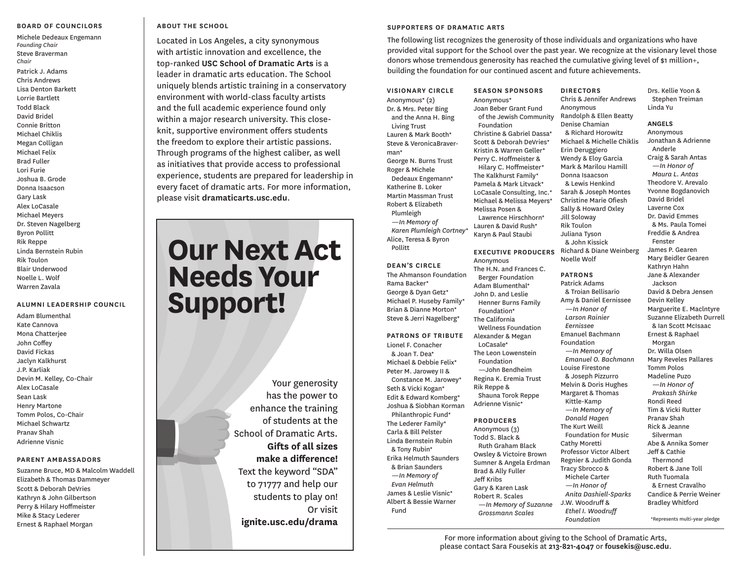## BOARD OF COUNCILORS

Michele Dedeaux Engemann
*Founding Chair*
Steve Braverman
*Chair*
Patrick J. Adams
Chris Andrews
Lisa Denton Barkett
Lorrie Bartlett
Todd Black
David Bridel
Connie Britton
Michael Chiklis
Megan Colligan
Michael Felix
Brad Fuller
Lori Furie
Joshua B. Grode
Donna Isaacson
Gary Lask
Alex LoCasale
Michael Meyers
Dr. Steven Nagelberg
Byron Pollitt
Rik Reppe
Linda Bernstein Rubin
Rik Toulon
Blair Underwood
Noelle L. Wolf
Warren Zavala

## ALUMNI LEADERSHIP COUNCIL

Adam Blumenthal
Kate Cannova
Mona Chatterjee
John Coffey
David Fickas
Jaclyn Kalkhurst
J.P. Karliak
Devin M. Kelley, Co-Chair
Alex LoCasale
Sean Lask
Henry Martone
Tomm Polos, Co-Chair
Michael Schwartz
Pranav Shah
Adrienne Visnic

## PARENT AMBASSADORS

Suzanne Bruce, MD & Malcolm Waddell
Elizabeth & Thomas Dammeyer
Scott & Deborah DeVries
Kathryn & John Gilbertson
Perry & Hilary Hoffmeister
Mike & Stacy Lederer
Ernest & Raphael Morgan

## ABOUT THE SCHOOL

Located in Los Angeles, a city synonymous with artistic innovation and excellence, the top-ranked **USC School of Dramatic Arts** is a leader in dramatic arts education. The School uniquely blends artistic training in a conservatory environment with world-class faculty artists and the full academic experience found only within a major research university. This close-knit, supportive environment offers students the freedom to explore their artistic passions. Through programs of the highest caliber, as well as initiatives that provide access to professional experience, students are prepared for leadership in every facet of dramatic arts. For more information, please visit **dramaticarts.usc.edu**.

# Our Next Act Needs Your Support!

Your generosity has the power to enhance the training of students at the School of Dramatic Arts. **Gifts of all sizes make a difference!** Text the keyword "SDA" to 71777 and help our students to play on! Or visit **ignite.usc.edu/drama**

## SUPPORTERS OF DRAMATIC ARTS

The following list recognizes the generosity of those individuals and organizations who have provided vital support for the School over the past year. We recognize at the visionary level those donors whose tremendous generosity has reached the cumulative giving level of $1 million+, building the foundation for our continued ascent and future achievements.

### VISIONARY CIRCLE

Anonymous* (2)
Dr. & Mrs. Peter Bing and the Anna H. Bing Living Trust
Lauren & Mark Booth*
Steve & VeronicaBraverman*
George N. Burns Trust
Roger & Michele Dedeaux Engemann*
Katherine B. Loker
Martin Massman Trust
Robert & Elizabeth Plumleigh
—*In Memory of Karen Plumleigh Cortney**
Alice, Teresa & Byron Pollitt

### DEAN'S CIRCLE

The Ahmanson Foundation
Rama Backer*
George & Dyan Getz*
Michael P. Huseby Family*
Brian & Dianne Morton*
Steve & Jerri Nagelberg*

### PATRONS OF TRIBUTE

Lionel F. Conacher & Joan T. Dea*
Michael & Debbie Felix*
Peter M. Jarowey II & Constance M. Jarowey*
Seth & Vicki Kogan*
Edit & Edward Komberg*
Joshua & Siobhan Korman Philanthropic Fund*
The Lederer Family*
Carla & Bill Pelster
Linda Bernstein Rubin & Tony Rubin*
Erika Helmuth Saunders & Brian Saunders
—*In Memory of Evan Helmuth*
James & Leslie Visnic*
Albert & Bessie Warner Fund

### SEASON SPONSORS

Anonymous*
Joan Beber Grant Fund of the Jewish Community Foundation
Christine & Gabriel Dassa*
Scott & Deborah DeVries*
Kristin & Warren Geller*
Perry C. Hoffmeister & Hilary C. Hoffmeister*
The Kalkhurst Family*
Pamela & Mark Litvack*
LoCasale Consulting, Inc.*
Michael & Melissa Meyers*
Melissa Posen & Lawrence Hirschhorn*
Lauren & David Rush*
Karyn & Paul Staubi

### EXECUTIVE PRODUCERS

Anonymous
The H.N. and Frances C. Berger Foundation
Adam Blumenthal*
John D. and Leslie Henner Burns Family Foundation*
The California Wellness Foundation
Alexander & Megan LoCasale*
The Leon Lowenstein Foundation
—John Bendheim
Regina K. Eremia Trust
Rik Reppe & Shauna Torok Reppe
Adrienne Visnic*

### PRODUCERS

Anonymous (3)
Todd S. Black & Ruth Graham Black
Owsley & Victoire Brown
Sumner & Angela Erdman
Brad & Ally Fuller
Jeff Kribs
Gary & Karen Lask
Robert R. Scales
—*In Memory of Suzanne Grossmann Scales*

### DIRECTORS

Chris & Jennifer Andrews
Anonymous
Randolph & Ellen Beatty
Denise Chamian & Richard Horowitz
Michael & Michelle Chiklis
Erin Deruggiero
Wendy & Eloy Garcia
Mark & Marilou Hamill
Donna Isaacson & Lewis Henkind
Sarah & Joseph Montes
Christine Marie Ofiesh
Sally & Howard Oxley
Jill Soloway
Rik Toulon
Juliana Tyson & John Kissick
Richard & Diane Weinberg
Noelle Wolf

### PATRONS

Patrick Adams & Troian Bellisario
Amy & Daniel Eernissee
—*In Honor of Larson Rainier Eernissee*
Emanuel Bachmann Foundation
—*In Memory of Emanuel O. Bachmann*
Louise Firestone & Joseph Pizzurro
Melvin & Doris Hughes
Margaret & Thomas Kittle-Kamp
—*In Memory of Donald Hagen*
The Kurt Weill Foundation for Music
Cathy Moretti
Professor Victor Albert Regnier & Judith Gonda
Tracy Sbrocco & Michele Carter
—*In Honor of Anita Dashiell-Sparks*
J.W. Woodruff & *Ethel I. Woodruff Foundation*
Drs. Kellie Yoon & Stephen Treiman
Linda Yu

### ANGELS

Anonymous
Jonathan & Adrienne Anderle
Craig & Sarah Antas
—*In Honor of Maura L. Antas*
Theodore V. Arevalo
Yvonne Bogdanovich
David Bridel
Laverne Cox
Dr. David Emmes & Ms. Paula Tomei
Freddie & Andrea Fenster
James P. Gearen
Mary Beidler Gearen
Kathryn Hahn
Jane & Alexander Jackson
David & Debra Jensen
Devin Kelley
Marguerite E. MacIntyre
Suzanne Elizabeth Durrell & Ian Scott McIsaac
Ernest & Raphael Morgan
Dr. Willa Olsen
Mary Reveles Pallares
Tomm Polos
Madeline Puzo
—*In Honor of Prakash Shirke*
Rondi Reed
Tim & Vicki Rutter
Pranav Shah
Rick & Jeanne Silverman
Abe & Annika Somer
Jeff & Cathie Thermond
Robert & Jane Toll
Ruth Tuomala & Ernest Cravalho
Candice & Perrie Weiner
Bradley Whitford

*Represents multi-year pledge

For more information about giving to the School of Dramatic Arts, please contact Sara Fousekis at **213-821-4047** or **fousekis@usc.edu**.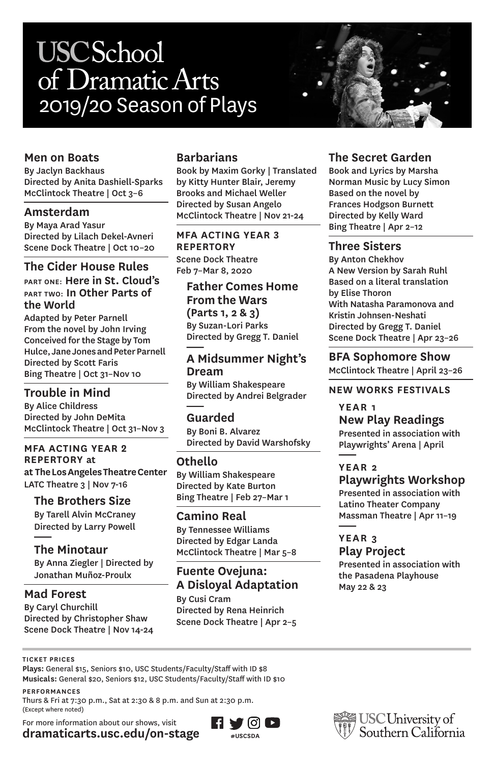# USC School of Dramatic Arts
# 2019/20 Season of Plays

## Men on Boats
By Jaclyn Backhaus
Directed by Anita Dashiell-Sparks
McClintock Theatre | Oct 3–6

## Amsterdam
By Maya Arad Yasur
Directed by Lilach Dekel-Avneri
Scene Dock Theatre | Oct 10–20

## The Cider House Rules
PART ONE: **Here in St. Cloud's**
PART TWO: **In Other Parts of the World**
Adapted by Peter Parnell
From the novel by John Irving
Conceived for the Stage by Tom Hulce, Jane Jones and Peter Parnell
Directed by Scott Faris
Bing Theatre | Oct 31–Nov 10

## Trouble in Mind
By Alice Childress
Directed by John DeMita
McClintock Theatre | Oct 31–Nov 3

## MFA ACTING YEAR 2 REPERTORY at
at The Los Angeles Theatre Center
LATC Theatre 3 | Nov 7-16

### The Brothers Size
By Tarell Alvin McCraney
Directed by Larry Powell

### The Minotaur
By Anna Ziegler | Directed by Jonathan Muñoz-Proulx

## Mad Forest
By Caryl Churchill
Directed by Christopher Shaw
Scene Dock Theatre | Nov 14-24

## Barbarians
Book by Maxim Gorky | Translated by Kitty Hunter Blair, Jeremy Brooks and Michael Weller
Directed by Susan Angelo
McClintock Theatre | Nov 21-24

## MFA ACTING YEAR 3 REPERTORY
Scene Dock Theatre
Feb 7–Mar 8, 2020

### Father Comes Home From the Wars (Parts 1, 2 & 3)
By Suzan-Lori Parks
Directed by Gregg T. Daniel

### A Midsummer Night's Dream
By William Shakespeare
Directed by Andrei Belgrader

### Guarded
By Boni B. Alvarez
Directed by David Warshofsky

## Othello
By William Shakespeare
Directed by Kate Burton
Bing Theatre | Feb 27–Mar 1

## Camino Real
By Tennessee Williams
Directed by Edgar Landa
McClintock Theatre | Mar 5–8

## Fuente Ovejuna: A Disloyal Adaptation
By Cusi Cram
Directed by Rena Heinrich
Scene Dock Theatre | Apr 2–5

## The Secret Garden
Book and Lyrics by Marsha Norman Music by Lucy Simon
Based on the novel by Frances Hodgson Burnett
Directed by Kelly Ward
Bing Theatre | Apr 2–12

## Three Sisters
By Anton Chekhov
A New Version by Sarah Ruhl
Based on a literal translation by Elise Thoron
With Natasha Paramonova and Kristin Johnsen-Neshati
Directed by Gregg T. Daniel
Scene Dock Theatre | Apr 23–26

## BFA Sophomore Show
McClintock Theatre | April 23–26

## NEW WORKS FESTIVALS

### YEAR 1 New Play Readings
Presented in association with Playwrights' Arena | April

### YEAR 2 Playwrights Workshop
Presented in association with Latino Theater Company
Massman Theatre | Apr 11–19

### YEAR 3 Play Project
Presented in association with the Pasadena Playhouse
May 22 & 23

---

**TICKET PRICES**

**Plays:** General $15, Seniors $10, USC Students/Faculty/Staff with ID $8
**Musicals:** General $20, Seniors $12, USC Students/Faculty/Staff with ID $10

**PERFORMANCES**

Thurs & Fri at 7:30 p.m., Sat at 2:30 & 8 p.m. and Sun at 2:30 p.m.
(Except where noted)

For more information about our shows, visit
**dramaticarts.usc.edu/on-stage**

#USCSDA

USC University of Southern California